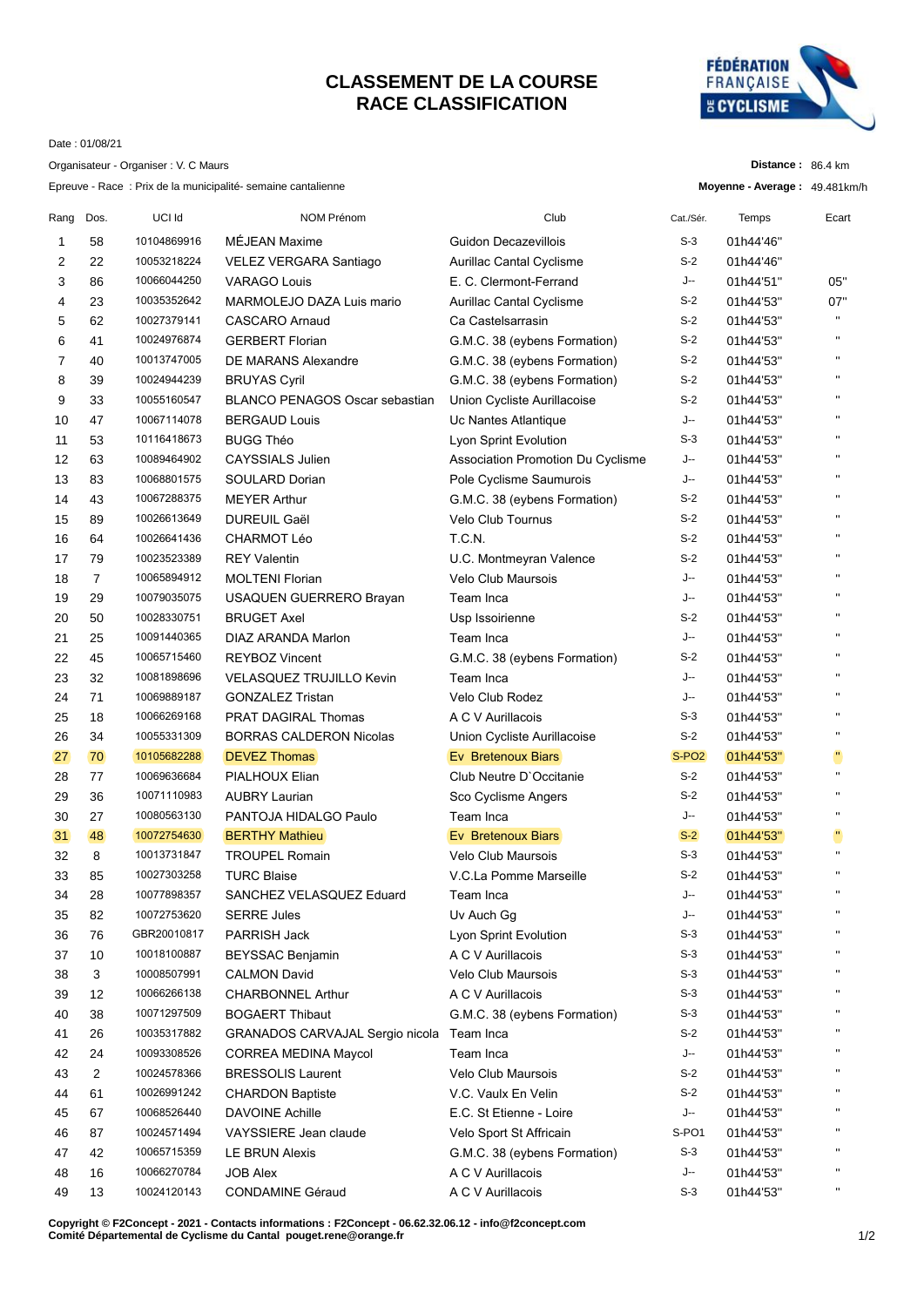# CLASSEMENT DE LA COURSE
# RACE CLASSIFICATION

Date : 01/08/21

Organisateur - Organiser : V. C Maurs

Epreuve - Race : Prix de la municipalité- semaine cantalienne

**Distance :** 86.4 km

**Moyenne - Average :** 49.481km/h

| Rang | Dos. | UCI Id | NOM Prénom | Club | Cat./Sér. | Temps | Ecart |
|---|---|---|---|---|---|---|---|
| 1 | 58 | 10104869916 | MÉJEAN Maxime | Guidon Decazevillois | S-3 | 01h44'46'' | |
| 2 | 22 | 10053218224 | VELEZ VERGARA Santiago | Aurillac Cantal Cyclisme | S-2 | 01h44'46'' | |
| 3 | 86 | 10066044250 | VARAGO Louis | E. C. Clermont-Ferrand | J-- | 01h44'51'' | 05'' |
| 4 | 23 | 10035352642 | MARMOLEJO DAZA Luis mario | Aurillac Cantal Cyclisme | S-2 | 01h44'53'' | 07'' |
| 5 | 62 | 10027379141 | CASCARO Arnaud | Ca Castelsarrasin | S-2 | 01h44'53'' | " |
| 6 | 41 | 10024976874 | GERBERT Florian | G.M.C. 38 (eybens Formation) | S-2 | 01h44'53'' | " |
| 7 | 40 | 10013747005 | DE MARANS Alexandre | G.M.C. 38 (eybens Formation) | S-2 | 01h44'53'' | " |
| 8 | 39 | 10024944239 | BRUYAS Cyril | G.M.C. 38 (eybens Formation) | S-2 | 01h44'53'' | " |
| 9 | 33 | 10055160547 | BLANCO PENAGOS Oscar sebastian | Union Cycliste Aurillacoise | S-2 | 01h44'53'' | " |
| 10 | 47 | 10067114078 | BERGAUD Louis | Uc Nantes Atlantique | J-- | 01h44'53'' | " |
| 11 | 53 | 10116418673 | BUGG Théo | Lyon Sprint Evolution | S-3 | 01h44'53'' | " |
| 12 | 63 | 10089464902 | CAYSSIALS Julien | Association Promotion Du Cyclisme | J-- | 01h44'53'' | " |
| 13 | 83 | 10068801575 | SOULARD Dorian | Pole Cyclisme Saumurois | J-- | 01h44'53'' | " |
| 14 | 43 | 10067288375 | MEYER Arthur | G.M.C. 38 (eybens Formation) | S-2 | 01h44'53'' | " |
| 15 | 89 | 10026613649 | DUREUIL Gaël | Velo Club Tournus | S-2 | 01h44'53'' | " |
| 16 | 64 | 10026641436 | CHARMOT Léo | T.C.N. | S-2 | 01h44'53'' | " |
| 17 | 79 | 10023523389 | REY Valentin | U.C. Montmeyran Valence | S-2 | 01h44'53'' | " |
| 18 | 7 | 10065894912 | MOLTENI Florian | Velo Club Maursois | J-- | 01h44'53'' | " |
| 19 | 29 | 10079035075 | USAQUEN GUERRERO Brayan | Team Inca | J-- | 01h44'53'' | " |
| 20 | 50 | 10028330751 | BRUGET Axel | Usp Issoirienne | S-2 | 01h44'53'' | " |
| 21 | 25 | 10091440365 | DIAZ ARANDA Marlon | Team Inca | J-- | 01h44'53'' | " |
| 22 | 45 | 10065715460 | REYBOZ Vincent | G.M.C. 38 (eybens Formation) | S-2 | 01h44'53'' | " |
| 23 | 32 | 10081898696 | VELASQUEZ TRUJILLO Kevin | Team Inca | J-- | 01h44'53'' | " |
| 24 | 71 | 10069889187 | GONZALEZ Tristan | Velo Club Rodez | J-- | 01h44'53'' | " |
| 25 | 18 | 10066269168 | PRAT DAGIRAL Thomas | A C V Aurillacois | S-3 | 01h44'53'' | " |
| 26 | 34 | 10055331309 | BORRAS CALDERON Nicolas | Union Cycliste Aurillacoise | S-2 | 01h44'53'' | " |
| 27 | 70 | 10105682288 | DEVEZ Thomas | Ev Bretenoux Biars | S-PO2 | 01h44'53'' | " |
| 28 | 77 | 10069636684 | PIALHOUX Elian | Club Neutre D`Occitanie | S-2 | 01h44'53'' | " |
| 29 | 36 | 10071110983 | AUBRY Laurian | Sco Cyclisme Angers | S-2 | 01h44'53'' | " |
| 30 | 27 | 10080563130 | PANTOJA HIDALGO Paulo | Team Inca | J-- | 01h44'53'' | " |
| 31 | 48 | 10072754630 | BERTHY Mathieu | Ev Bretenoux Biars | S-2 | 01h44'53'' | " |
| 32 | 8 | 10013731847 | TROUPEL Romain | Velo Club Maursois | S-3 | 01h44'53'' | " |
| 33 | 85 | 10027303258 | TURC Blaise | V.C.La Pomme Marseille | S-2 | 01h44'53'' | " |
| 34 | 28 | 10077898357 | SANCHEZ VELASQUEZ Eduard | Team Inca | J-- | 01h44'53'' | " |
| 35 | 82 | 10072753620 | SERRE Jules | Uv Auch Gg | J-- | 01h44'53'' | " |
| 36 | 76 | GBR20010817 | PARRISH Jack | Lyon Sprint Evolution | S-3 | 01h44'53'' | " |
| 37 | 10 | 10018100887 | BEYSSAC Benjamin | A C V Aurillacois | S-3 | 01h44'53'' | " |
| 38 | 3 | 10008507991 | CALMON David | Velo Club Maursois | S-3 | 01h44'53'' | " |
| 39 | 12 | 10066266138 | CHARBONNEL Arthur | A C V Aurillacois | S-3 | 01h44'53'' | " |
| 40 | 38 | 10071297509 | BOGAERT Thibaut | G.M.C. 38 (eybens Formation) | S-3 | 01h44'53'' | " |
| 41 | 26 | 10035317882 | GRANADOS CARVAJAL Sergio nicola | Team Inca | S-2 | 01h44'53'' | " |
| 42 | 24 | 10093308526 | CORREA MEDINA Maycol | Team Inca | J-- | 01h44'53'' | " |
| 43 | 2 | 10024578366 | BRESSOLIS Laurent | Velo Club Maursois | S-2 | 01h44'53'' | " |
| 44 | 61 | 10026991242 | CHARDON Baptiste | V.C. Vaulx En Velin | S-2 | 01h44'53'' | " |
| 45 | 67 | 10068526440 | DAVOINE Achille | E.C. St Etienne - Loire | J-- | 01h44'53'' | " |
| 46 | 87 | 10024571494 | VAYSSIERE Jean claude | Velo Sport St Affricain | S-PO1 | 01h44'53'' | " |
| 47 | 42 | 10065715359 | LE BRUN Alexis | G.M.C. 38 (eybens Formation) | S-3 | 01h44'53'' | " |
| 48 | 16 | 10066270784 | JOB Alex | A C V Aurillacois | J-- | 01h44'53'' | " |
| 49 | 13 | 10024120143 | CONDAMINE Géraud | A C V Aurillacois | S-3 | 01h44'53'' | " |

**Copyright © F2Concept - 2021 - Contacts informations : F2Concept - 06.62.32.06.12 - info@f2concept.com**
**Comité Départemental de Cyclisme du Cantal pouget.rene@orange.fr**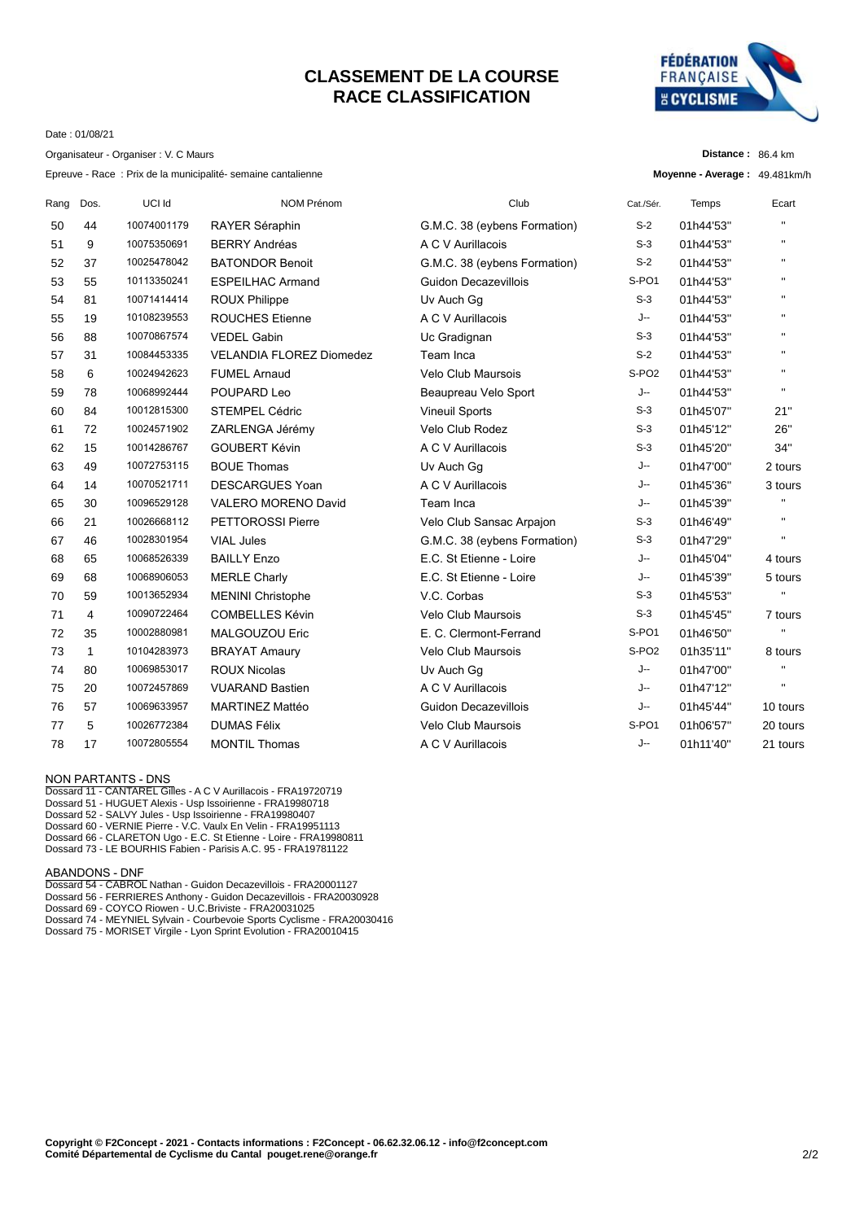# CLASSEMENT DE LA COURSE
# RACE CLASSIFICATION

Date : 01/08/21

Organisateur - Organiser : V. C Maurs

Epreuve - Race : Prix de la municipalité- semaine cantalienne

**Distance :** 86.4 km

**Moyenne - Average :** 49.481km/h

| Rang | Dos. | UCI Id | NOM Prénom | Club | Cat./Sér. | Temps | Ecart |
|---|---|---|---|---|---|---|---|
| 50 | 44 | 10074001179 | RAYER Séraphin | G.M.C. 38 (eybens Formation) | S-2 | 01h44'53'' | " |
| 51 | 9 | 10075350691 | BERRY Andréas | A C V Aurillacois | S-3 | 01h44'53'' | " |
| 52 | 37 | 10025478042 | BATONDOR Benoit | G.M.C. 38 (eybens Formation) | S-2 | 01h44'53'' | " |
| 53 | 55 | 10113350241 | ESPEILHAC Armand | Guidon Decazevillois | S-PO1 | 01h44'53'' | " |
| 54 | 81 | 10071414414 | ROUX Philippe | Uv Auch Gg | S-3 | 01h44'53'' | " |
| 55 | 19 | 10108239553 | ROUCHES Etienne | A C V Aurillacois | J-- | 01h44'53'' | " |
| 56 | 88 | 10070867574 | VEDEL Gabin | Uc Gradignan | S-3 | 01h44'53'' | " |
| 57 | 31 | 10084453335 | VELANDIA FLOREZ Diomedez | Team Inca | S-2 | 01h44'53'' | " |
| 58 | 6 | 10024942623 | FUMEL Arnaud | Velo Club Maursois | S-PO2 | 01h44'53'' | " |
| 59 | 78 | 10068992444 | POUPARD Leo | Beaupreau Velo Sport | J-- | 01h44'53'' | " |
| 60 | 84 | 10012815300 | STEMPEL Cédric | Vineuil Sports | S-3 | 01h45'07'' | 21'' |
| 61 | 72 | 10024571902 | ZARLENGA Jérémy | Velo Club Rodez | S-3 | 01h45'12'' | 26'' |
| 62 | 15 | 10014286767 | GOUBERT Kévin | A C V Aurillacois | S-3 | 01h45'20'' | 34'' |
| 63 | 49 | 10072753115 | BOUE Thomas | Uv Auch Gg | J-- | 01h47'00'' | 2 tours |
| 64 | 14 | 10070521711 | DESCARGUES Yoan | A C V Aurillacois | J-- | 01h45'36'' | 3 tours |
| 65 | 30 | 10096529128 | VALERO MORENO David | Team Inca | J-- | 01h45'39'' | " |
| 66 | 21 | 10026668112 | PETTOROSSI Pierre | Velo Club Sansac Arpajon | S-3 | 01h46'49'' | " |
| 67 | 46 | 10028301954 | VIAL Jules | G.M.C. 38 (eybens Formation) | S-3 | 01h47'29'' | " |
| 68 | 65 | 10068526339 | BAILLY Enzo | E.C. St Etienne - Loire | J-- | 01h45'04'' | 4 tours |
| 69 | 68 | 10068906053 | MERLE Charly | E.C. St Etienne - Loire | J-- | 01h45'39'' | 5 tours |
| 70 | 59 | 10013652934 | MENINI Christophe | V.C. Corbas | S-3 | 01h45'53'' | " |
| 71 | 4 | 10090722464 | COMBELLES Kévin | Velo Club Maursois | S-3 | 01h45'45'' | 7 tours |
| 72 | 35 | 10002880981 | MALGOUZOU Eric | E. C. Clermont-Ferrand | S-PO1 | 01h46'50'' | " |
| 73 | 1 | 10104283973 | BRAYAT Amaury | Velo Club Maursois | S-PO2 | 01h35'11'' | 8 tours |
| 74 | 80 | 10069853017 | ROUX Nicolas | Uv Auch Gg | J-- | 01h47'00'' | " |
| 75 | 20 | 10072457869 | VUARAND Bastien | A C V Aurillacois | J-- | 01h47'12'' | " |
| 76 | 57 | 10069633957 | MARTINEZ Mattéo | Guidon Decazevillois | J-- | 01h45'44'' | 10 tours |
| 77 | 5 | 10026772384 | DUMAS Félix | Velo Club Maursois | S-PO1 | 01h06'57'' | 20 tours |
| 78 | 17 | 10072805554 | MONTIL Thomas | A C V Aurillacois | J-- | 01h11'40'' | 21 tours |

NON PARTANTS - DNS

Dossard 11 - CANTAREL Gilles - A C V Aurillacois - FRA19720719
Dossard 51 - HUGUET Alexis - Usp Issoirienne - FRA19980718
Dossard 52 - SALVY Jules - Usp Issoirienne - FRA19980407
Dossard 60 - VERNIE Pierre - V.C. Vaulx En Velin - FRA19951113
Dossard 66 - CLARETON Ugo - E.C. St Etienne - Loire - FRA19980811
Dossard 73 - LE BOURHIS Fabien - Parisis A.C. 95 - FRA19781122

ABANDONS - DNF

Dossard 54 - CABROL Nathan - Guidon Decazevillois - FRA20001127
Dossard 56 - FERRIERES Anthony - Guidon Decazevillois - FRA20030928
Dossard 69 - COYCO Riowen - U.C.Briviste - FRA20031025
Dossard 74 - MEYNIEL Sylvain - Courbevoie Sports Cyclisme - FRA20030416
Dossard 75 - MORISET Virgile - Lyon Sprint Evolution - FRA20010415

**Copyright © F2Concept - 2021 - Contacts informations : F2Concept - 06.62.32.06.12 - info@f2concept.com**
**Comité Départemental de Cyclisme du Cantal pouget.rene@orange.fr**